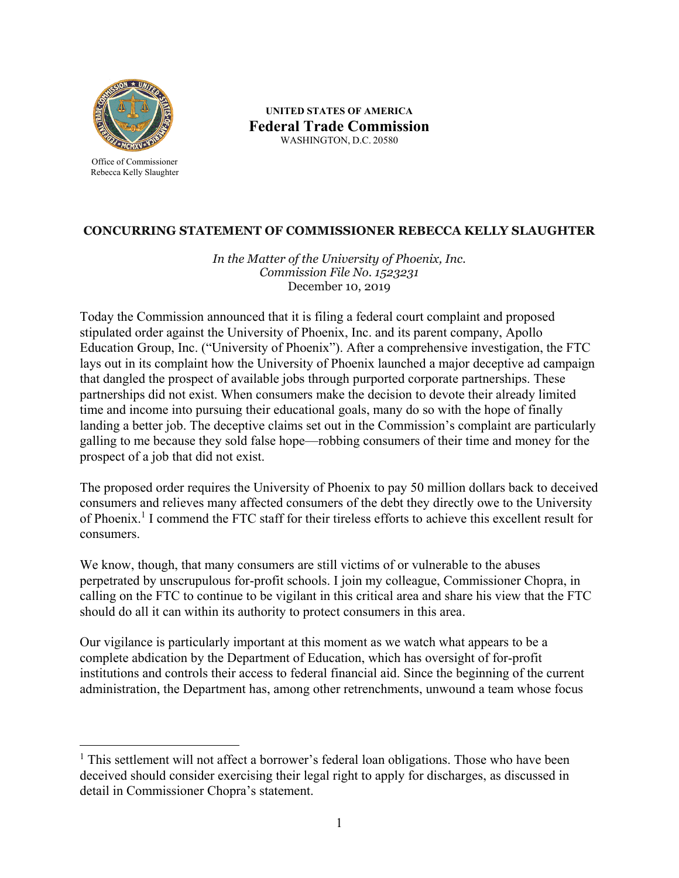UNITED STATES OF AMERICA
**Federal Trade Commission**
WASHINGTON, D.C. 20580

Office of Commissioner
Rebecca Kelly Slaughter

## CONCURRING STATEMENT OF COMMISSIONER REBECCA KELLY SLAUGHTER

*In the Matter of the University of Phoenix, Inc.*
*Commission File No. 1523231*
December 10, 2019

Today the Commission announced that it is filing a federal court complaint and proposed stipulated order against the University of Phoenix, Inc. and its parent company, Apollo Education Group, Inc. ("University of Phoenix"). After a comprehensive investigation, the FTC lays out in its complaint how the University of Phoenix launched a major deceptive ad campaign that dangled the prospect of available jobs through purported corporate partnerships. These partnerships did not exist. When consumers make the decision to devote their already limited time and income into pursuing their educational goals, many do so with the hope of finally landing a better job. The deceptive claims set out in the Commission's complaint are particularly galling to me because they sold false hope—robbing consumers of their time and money for the prospect of a job that did not exist.

The proposed order requires the University of Phoenix to pay 50 million dollars back to deceived consumers and relieves many affected consumers of the debt they directly owe to the University of Phoenix.[1] I commend the FTC staff for their tireless efforts to achieve this excellent result for consumers.

We know, though, that many consumers are still victims of or vulnerable to the abuses perpetrated by unscrupulous for-profit schools. I join my colleague, Commissioner Chopra, in calling on the FTC to continue to be vigilant in this critical area and share his view that the FTC should do all it can within its authority to protect consumers in this area.

Our vigilance is particularly important at this moment as we watch what appears to be a complete abdication by the Department of Education, which has oversight of for-profit institutions and controls their access to federal financial aid. Since the beginning of the current administration, the Department has, among other retrenchments, unwound a team whose focus

[1] This settlement will not affect a borrower's federal loan obligations. Those who have been deceived should consider exercising their legal right to apply for discharges, as discussed in detail in Commissioner Chopra's statement.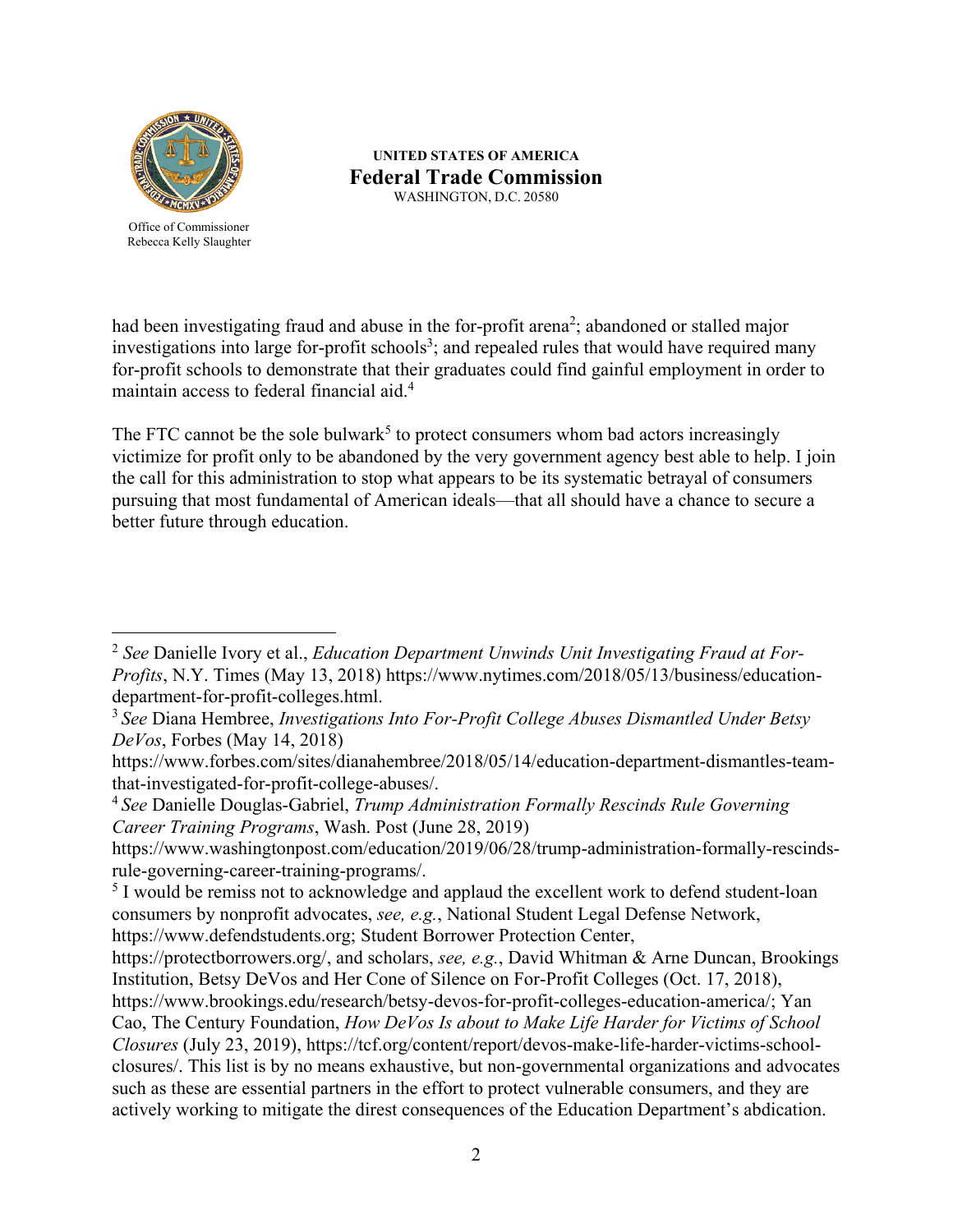UNITED STATES OF AMERICA
**Federal Trade Commission**
WASHINGTON, D.C. 20580

Office of Commissioner
Rebecca Kelly Slaughter

had been investigating fraud and abuse in the for-profit arena[2]; abandoned or stalled major investigations into large for-profit schools[3]; and repealed rules that would have required many for-profit schools to demonstrate that their graduates could find gainful employment in order to maintain access to federal financial aid.[4]

The FTC cannot be the sole bulwark[5] to protect consumers whom bad actors increasingly victimize for profit only to be abandoned by the very government agency best able to help. I join the call for this administration to stop what appears to be its systematic betrayal of consumers pursuing that most fundamental of American ideals—that all should have a chance to secure a better future through education.

---

[2] *See* Danielle Ivory et al., *Education Department Unwinds Unit Investigating Fraud at For-Profits*, N.Y. Times (May 13, 2018) https://www.nytimes.com/2018/05/13/business/education-department-for-profit-colleges.html.

[3] *See* Diana Hembree, *Investigations Into For-Profit College Abuses Dismantled Under Betsy DeVos*, Forbes (May 14, 2018) https://www.forbes.com/sites/dianahembree/2018/05/14/education-department-dismantles-team-that-investigated-for-profit-college-abuses/.

[4] *See* Danielle Douglas-Gabriel, *Trump Administration Formally Rescinds Rule Governing Career Training Programs*, Wash. Post (June 28, 2019) https://www.washingtonpost.com/education/2019/06/28/trump-administration-formally-rescinds-rule-governing-career-training-programs/.

[5] I would be remiss not to acknowledge and applaud the excellent work to defend student-loan consumers by nonprofit advocates, *see, e.g.*, National Student Legal Defense Network, https://www.defendstudents.org; Student Borrower Protection Center, https://protectborrowers.org/, and scholars, *see, e.g.*, David Whitman & Arne Duncan, Brookings Institution, Betsy DeVos and Her Cone of Silence on For-Profit Colleges (Oct. 17, 2018), https://www.brookings.edu/research/betsy-devos-for-profit-colleges-education-america/; Yan Cao, The Century Foundation, *How DeVos Is about to Make Life Harder for Victims of School Closures* (July 23, 2019), https://tcf.org/content/report/devos-make-life-harder-victims-school-closures/. This list is by no means exhaustive, but non-governmental organizations and advocates such as these are essential partners in the effort to protect vulnerable consumers, and they are actively working to mitigate the direst consequences of the Education Department's abdication.